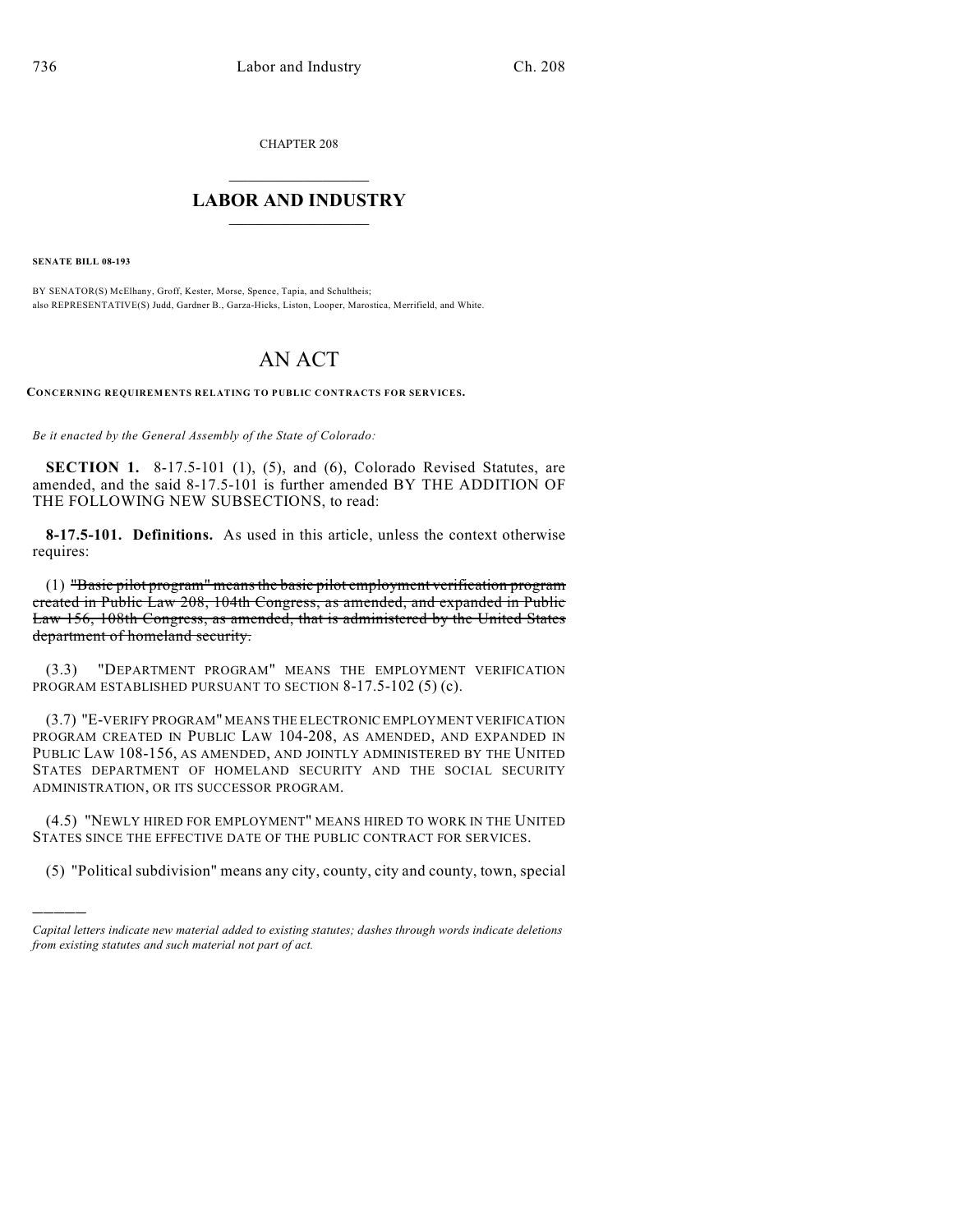CHAPTER 208

# LABOR AND INDUSTRY

**SENATE BILL 08-193**

BY SENATOR(S) McElhany, Groff, Kester, Morse, Spence, Tapia, and Schultheis;
also REPRESENTATIVE(S) Judd, Gardner B., Garza-Hicks, Liston, Looper, Marostica, Merrifield, and White.

# AN ACT

**CONCERNING REQUIREMENTS RELATING TO PUBLIC CONTRACTS FOR SERVICES.**

*Be it enacted by the General Assembly of the State of Colorado:*

**SECTION 1.** 8-17.5-101 (1), (5), and (6), Colorado Revised Statutes, are amended, and the said 8-17.5-101 is further amended BY THE ADDITION OF THE FOLLOWING NEW SUBSECTIONS, to read:

**8-17.5-101. Definitions.** As used in this article, unless the context otherwise requires:

(1) ~~"Basic pilot program" means the basic pilot employment verification program created in Public Law 208, 104th Congress, as amended, and expanded in Public Law 156, 108th Congress, as amended, that is administered by the United States department of homeland security.~~

(3.3) "DEPARTMENT PROGRAM" MEANS THE EMPLOYMENT VERIFICATION PROGRAM ESTABLISHED PURSUANT TO SECTION 8-17.5-102 (5) (c).

(3.7) "E-VERIFY PROGRAM" MEANS THE ELECTRONIC EMPLOYMENT VERIFICATION PROGRAM CREATED IN PUBLIC LAW 104-208, AS AMENDED, AND EXPANDED IN PUBLIC LAW 108-156, AS AMENDED, AND JOINTLY ADMINISTERED BY THE UNITED STATES DEPARTMENT OF HOMELAND SECURITY AND THE SOCIAL SECURITY ADMINISTRATION, OR ITS SUCCESSOR PROGRAM.

(4.5) "NEWLY HIRED FOR EMPLOYMENT" MEANS HIRED TO WORK IN THE UNITED STATES SINCE THE EFFECTIVE DATE OF THE PUBLIC CONTRACT FOR SERVICES.

(5) "Political subdivision" means any city, county, city and county, town, special

---

*Capital letters indicate new material added to existing statutes; dashes through words indicate deletions from existing statutes and such material not part of act.*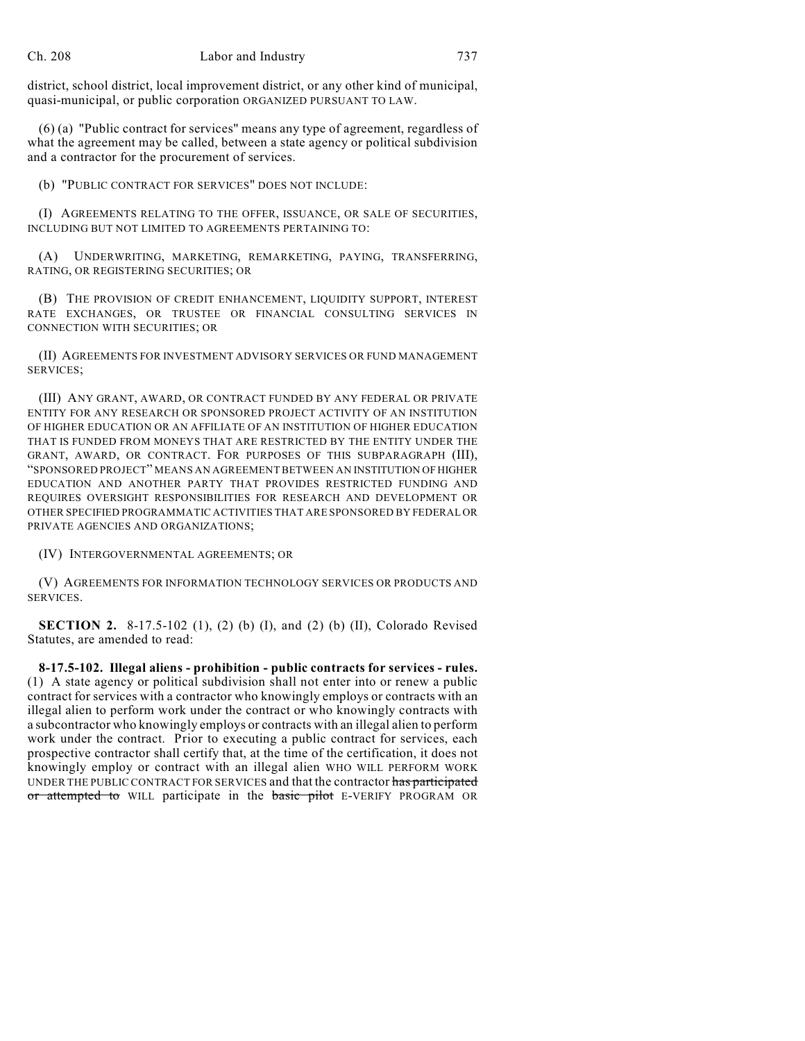district, school district, local improvement district, or any other kind of municipal, quasi-municipal, or public corporation ORGANIZED PURSUANT TO LAW.

(6) (a) "Public contract for services" means any type of agreement, regardless of what the agreement may be called, between a state agency or political subdivision and a contractor for the procurement of services.

(b) "PUBLIC CONTRACT FOR SERVICES" DOES NOT INCLUDE:

(I) AGREEMENTS RELATING TO THE OFFER, ISSUANCE, OR SALE OF SECURITIES, INCLUDING BUT NOT LIMITED TO AGREEMENTS PERTAINING TO:

(A) UNDERWRITING, MARKETING, REMARKETING, PAYING, TRANSFERRING, RATING, OR REGISTERING SECURITIES; OR

(B) THE PROVISION OF CREDIT ENHANCEMENT, LIQUIDITY SUPPORT, INTEREST RATE EXCHANGES, OR TRUSTEE OR FINANCIAL CONSULTING SERVICES IN CONNECTION WITH SECURITIES; OR

(II) AGREEMENTS FOR INVESTMENT ADVISORY SERVICES OR FUND MANAGEMENT SERVICES;

(III) ANY GRANT, AWARD, OR CONTRACT FUNDED BY ANY FEDERAL OR PRIVATE ENTITY FOR ANY RESEARCH OR SPONSORED PROJECT ACTIVITY OF AN INSTITUTION OF HIGHER EDUCATION OR AN AFFILIATE OF AN INSTITUTION OF HIGHER EDUCATION THAT IS FUNDED FROM MONEYS THAT ARE RESTRICTED BY THE ENTITY UNDER THE GRANT, AWARD, OR CONTRACT. FOR PURPOSES OF THIS SUBPARAGRAPH (III), "SPONSORED PROJECT" MEANS AN AGREEMENT BETWEEN AN INSTITUTION OF HIGHER EDUCATION AND ANOTHER PARTY THAT PROVIDES RESTRICTED FUNDING AND REQUIRES OVERSIGHT RESPONSIBILITIES FOR RESEARCH AND DEVELOPMENT OR OTHER SPECIFIED PROGRAMMATIC ACTIVITIES THAT ARE SPONSORED BY FEDERAL OR PRIVATE AGENCIES AND ORGANIZATIONS;

(IV) INTERGOVERNMENTAL AGREEMENTS; OR

(V) AGREEMENTS FOR INFORMATION TECHNOLOGY SERVICES OR PRODUCTS AND SERVICES.

**SECTION 2.** 8-17.5-102 (1), (2) (b) (I), and (2) (b) (II), Colorado Revised Statutes, are amended to read:

**8-17.5-102. Illegal aliens - prohibition - public contracts for services - rules.** (1) A state agency or political subdivision shall not enter into or renew a public contract for services with a contractor who knowingly employs or contracts with an illegal alien to perform work under the contract or who knowingly contracts with a subcontractor who knowingly employs or contracts with an illegal alien to perform work under the contract. Prior to executing a public contract for services, each prospective contractor shall certify that, at the time of the certification, it does not knowingly employ or contract with an illegal alien WHO WILL PERFORM WORK UNDER THE PUBLIC CONTRACT FOR SERVICES and that the contractor ~~has participated or attempted to~~ WILL participate in the ~~basic pilot~~ E-VERIFY PROGRAM OR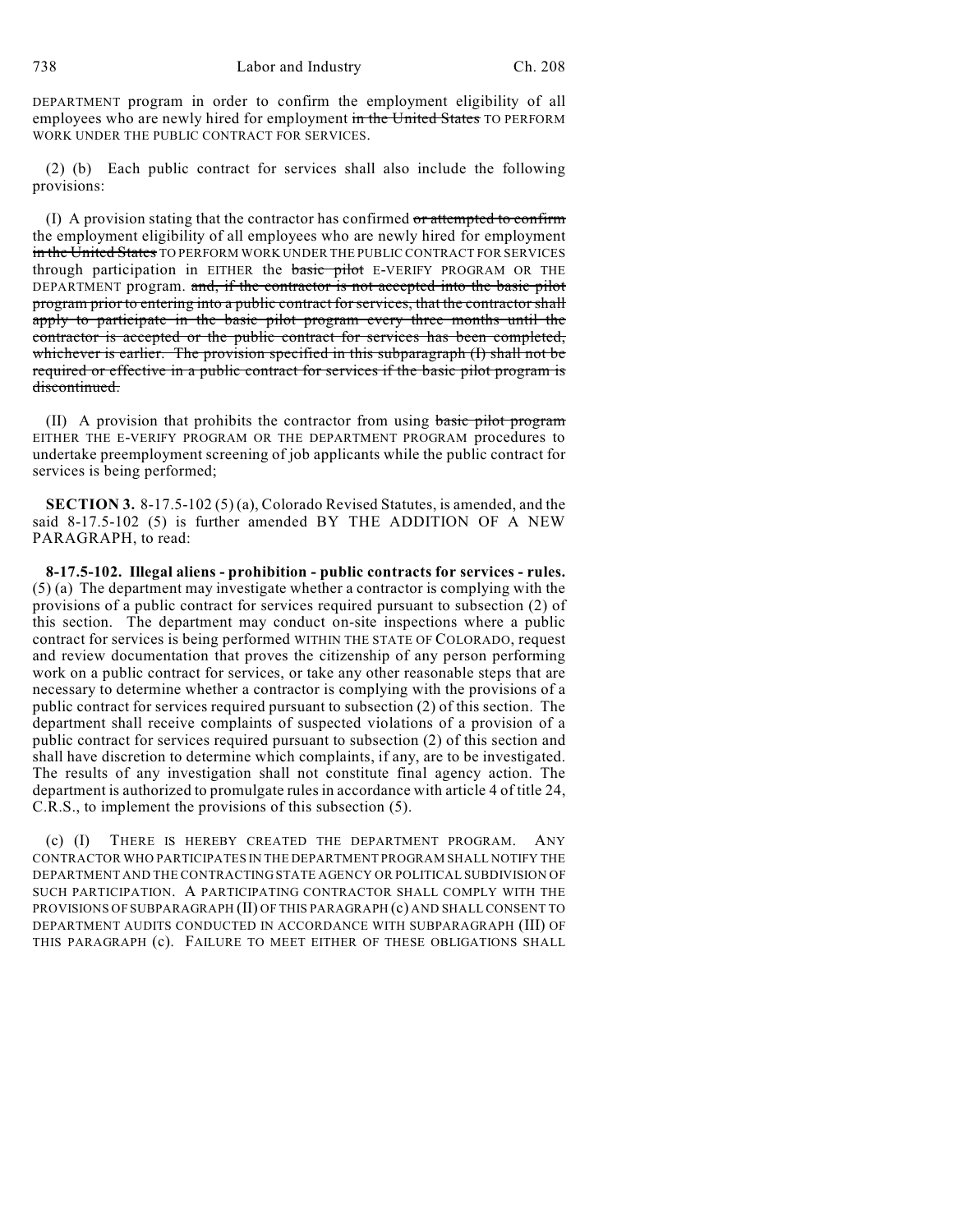DEPARTMENT program in order to confirm the employment eligibility of all employees who are newly hired for employment ~~in the United States~~ TO PERFORM WORK UNDER THE PUBLIC CONTRACT FOR SERVICES.

(2) (b) Each public contract for services shall also include the following provisions:

(I) A provision stating that the contractor has confirmed ~~or attempted to confirm~~ the employment eligibility of all employees who are newly hired for employment ~~in the United States~~ TO PERFORM WORK UNDER THE PUBLIC CONTRACT FOR SERVICES through participation in EITHER the ~~basic pilot~~ E-VERIFY PROGRAM OR THE DEPARTMENT program. ~~and, if the contractor is not accepted into the basic pilot program prior to entering into a public contract for services, that the contractor shall apply to participate in the basic pilot program every three months until the contractor is accepted or the public contract for services has been completed, whichever is earlier. The provision specified in this subparagraph (I) shall not be required or effective in a public contract for services if the basic pilot program is discontinued.~~

(II) A provision that prohibits the contractor from using ~~basic pilot program~~ EITHER THE E-VERIFY PROGRAM OR THE DEPARTMENT PROGRAM procedures to undertake preemployment screening of job applicants while the public contract for services is being performed;

**SECTION 3.** 8-17.5-102 (5) (a), Colorado Revised Statutes, is amended, and the said 8-17.5-102 (5) is further amended BY THE ADDITION OF A NEW PARAGRAPH, to read:

**8-17.5-102. Illegal aliens - prohibition - public contracts for services - rules.** (5) (a) The department may investigate whether a contractor is complying with the provisions of a public contract for services required pursuant to subsection (2) of this section. The department may conduct on-site inspections where a public contract for services is being performed WITHIN THE STATE OF COLORADO, request and review documentation that proves the citizenship of any person performing work on a public contract for services, or take any other reasonable steps that are necessary to determine whether a contractor is complying with the provisions of a public contract for services required pursuant to subsection (2) of this section. The department shall receive complaints of suspected violations of a provision of a public contract for services required pursuant to subsection (2) of this section and shall have discretion to determine which complaints, if any, are to be investigated. The results of any investigation shall not constitute final agency action. The department is authorized to promulgate rules in accordance with article 4 of title 24, C.R.S., to implement the provisions of this subsection (5).

(c) (I) THERE IS HEREBY CREATED THE DEPARTMENT PROGRAM. ANY CONTRACTOR WHO PARTICIPATES IN THE DEPARTMENT PROGRAM SHALL NOTIFY THE DEPARTMENT AND THE CONTRACTING STATE AGENCY OR POLITICAL SUBDIVISION OF SUCH PARTICIPATION. A PARTICIPATING CONTRACTOR SHALL COMPLY WITH THE PROVISIONS OF SUBPARAGRAPH (II) OF THIS PARAGRAPH (c) AND SHALL CONSENT TO DEPARTMENT AUDITS CONDUCTED IN ACCORDANCE WITH SUBPARAGRAPH (III) OF THIS PARAGRAPH (c). FAILURE TO MEET EITHER OF THESE OBLIGATIONS SHALL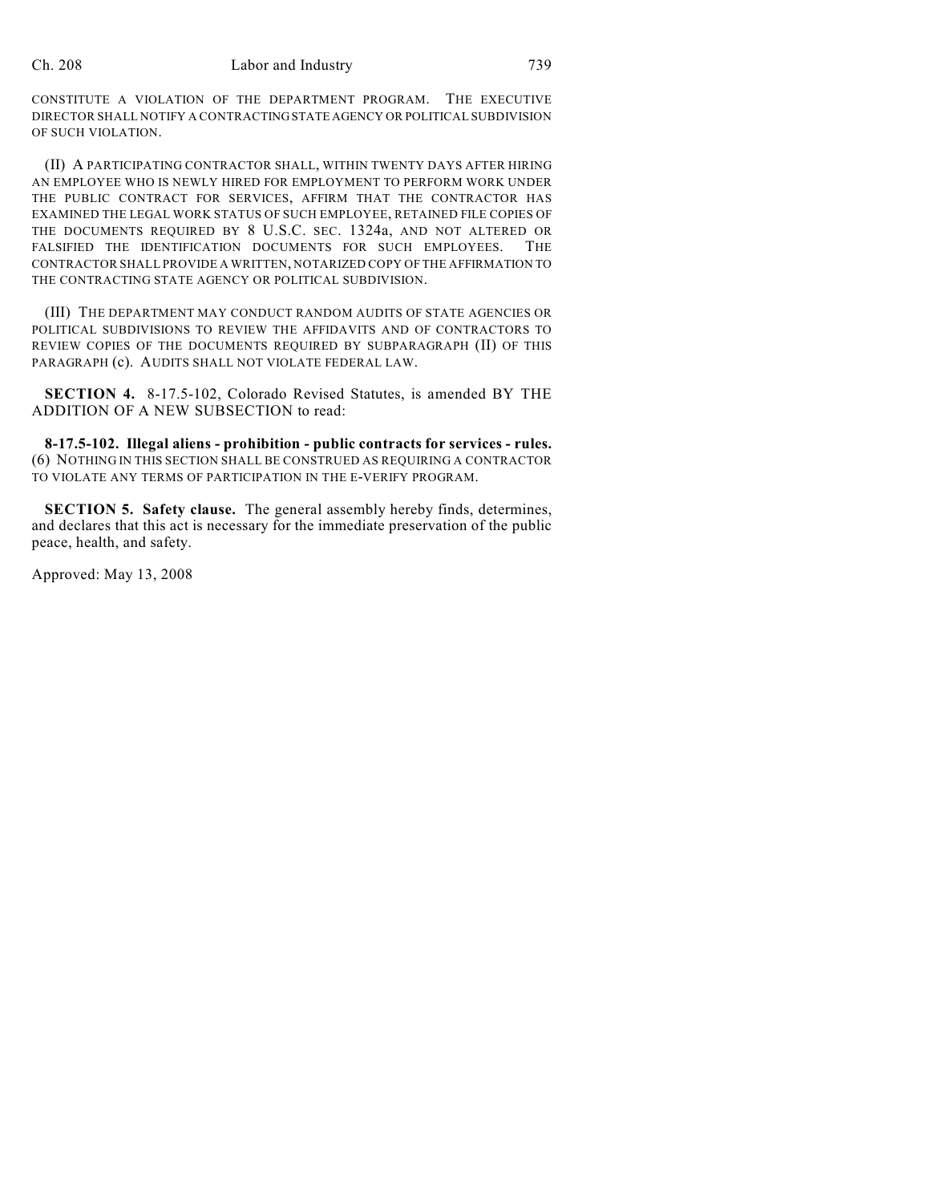CONSTITUTE A VIOLATION OF THE DEPARTMENT PROGRAM. THE EXECUTIVE DIRECTOR SHALL NOTIFY A CONTRACTING STATE AGENCY OR POLITICAL SUBDIVISION OF SUCH VIOLATION.

(II) A PARTICIPATING CONTRACTOR SHALL, WITHIN TWENTY DAYS AFTER HIRING AN EMPLOYEE WHO IS NEWLY HIRED FOR EMPLOYMENT TO PERFORM WORK UNDER THE PUBLIC CONTRACT FOR SERVICES, AFFIRM THAT THE CONTRACTOR HAS EXAMINED THE LEGAL WORK STATUS OF SUCH EMPLOYEE, RETAINED FILE COPIES OF THE DOCUMENTS REQUIRED BY 8 U.S.C. SEC. 1324a, AND NOT ALTERED OR FALSIFIED THE IDENTIFICATION DOCUMENTS FOR SUCH EMPLOYEES. THE CONTRACTOR SHALL PROVIDE A WRITTEN, NOTARIZED COPY OF THE AFFIRMATION TO THE CONTRACTING STATE AGENCY OR POLITICAL SUBDIVISION.

(III) THE DEPARTMENT MAY CONDUCT RANDOM AUDITS OF STATE AGENCIES OR POLITICAL SUBDIVISIONS TO REVIEW THE AFFIDAVITS AND OF CONTRACTORS TO REVIEW COPIES OF THE DOCUMENTS REQUIRED BY SUBPARAGRAPH (II) OF THIS PARAGRAPH (c). AUDITS SHALL NOT VIOLATE FEDERAL LAW.

**SECTION 4.** 8-17.5-102, Colorado Revised Statutes, is amended BY THE ADDITION OF A NEW SUBSECTION to read:

**8-17.5-102. Illegal aliens - prohibition - public contracts for services - rules.** (6) NOTHING IN THIS SECTION SHALL BE CONSTRUED AS REQUIRING A CONTRACTOR TO VIOLATE ANY TERMS OF PARTICIPATION IN THE E-VERIFY PROGRAM.

**SECTION 5. Safety clause.** The general assembly hereby finds, determines, and declares that this act is necessary for the immediate preservation of the public peace, health, and safety.

Approved: May 13, 2008